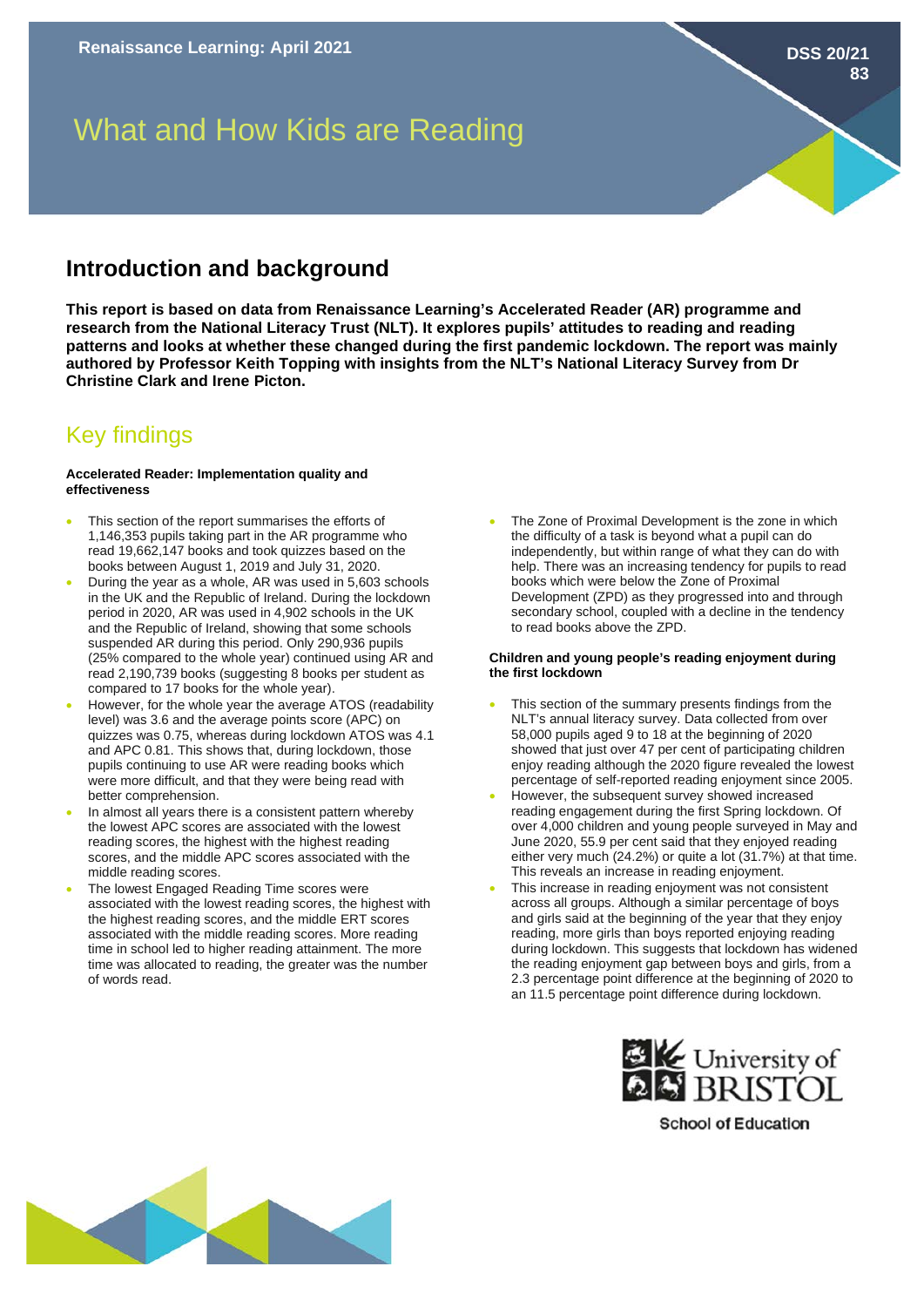Renaissance Learning: April 2021

DSS 20/21 83

# What and How Kids are Reading

## Introduction and background

**This report is based on data from Renaissance Learning's Accelerated Reader (AR) programme and research from the National Literacy Trust (NLT). It explores pupils' attitudes to reading and reading patterns and looks at whether these changed during the first pandemic lockdown. The report was mainly authored by Professor Keith Topping with insights from the NLT's National Literacy Survey from Dr Christine Clark and Irene Picton.**

## Key findings

#### Accelerated Reader: Implementation quality and effectiveness

- This section of the report summarises the efforts of 1,146,353 pupils taking part in the AR programme who read 19,662,147 books and took quizzes based on the books between August 1, 2019 and July 31, 2020.
- During the year as a whole, AR was used in 5,603 schools in the UK and the Republic of Ireland. During the lockdown period in 2020, AR was used in 4,902 schools in the UK and the Republic of Ireland, showing that some schools suspended AR during this period. Only 290,936 pupils (25% compared to the whole year) continued using AR and read 2,190,739 books (suggesting 8 books per student as compared to 17 books for the whole year).
- However, for the whole year the average ATOS (readability level) was 3.6 and the average points score (APC) on quizzes was 0.75, whereas during lockdown ATOS was 4.1 and APC 0.81. This shows that, during lockdown, those pupils continuing to use AR were reading books which were more difficult, and that they were being read with better comprehension.
- In almost all years there is a consistent pattern whereby the lowest APC scores are associated with the lowest reading scores, the highest with the highest reading scores, and the middle APC scores associated with the middle reading scores.
- The lowest Engaged Reading Time scores were associated with the lowest reading scores, the highest with the highest reading scores, and the middle ERT scores associated with the middle reading scores. More reading time in school led to higher reading attainment. The more time was allocated to reading, the greater was the number of words read.
- The Zone of Proximal Development is the zone in which the difficulty of a task is beyond what a pupil can do independently, but within range of what they can do with help. There was an increasing tendency for pupils to read books which were below the Zone of Proximal Development (ZPD) as they progressed into and through secondary school, coupled with a decline in the tendency to read books above the ZPD.

#### Children and young people's reading enjoyment during the first lockdown

- This section of the summary presents findings from the NLT's annual literacy survey. Data collected from over 58,000 pupils aged 9 to 18 at the beginning of 2020 showed that just over 47 per cent of participating children enjoy reading although the 2020 figure revealed the lowest percentage of self-reported reading enjoyment since 2005.
- However, the subsequent survey showed increased reading engagement during the first Spring lockdown. Of over 4,000 children and young people surveyed in May and June 2020, 55.9 per cent said that they enjoyed reading either very much (24.2%) or quite a lot (31.7%) at that time. This reveals an increase in reading enjoyment.
- This increase in reading enjoyment was not consistent across all groups. Although a similar percentage of boys and girls said at the beginning of the year that they enjoy reading, more girls than boys reported enjoying reading during lockdown. This suggests that lockdown has widened the reading enjoyment gap between boys and girls, from a 2.3 percentage point difference at the beginning of 2020 to an 11.5 percentage point difference during lockdown.

University of BRISTOL
School of Education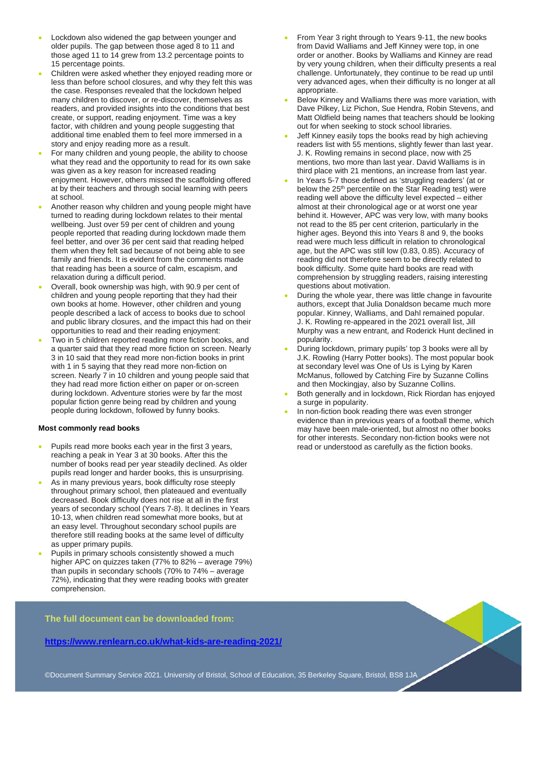- Lockdown also widened the gap between younger and older pupils. The gap between those aged 8 to 11 and those aged 11 to 14 grew from 13.2 percentage points to 15 percentage points.
- Children were asked whether they enjoyed reading more or less than before school closures, and why they felt this was the case. Responses revealed that the lockdown helped many children to discover, or re-discover, themselves as readers, and provided insights into the conditions that best create, or support, reading enjoyment. Time was a key factor, with children and young people suggesting that additional time enabled them to feel more immersed in a story and enjoy reading more as a result.
- For many children and young people, the ability to choose what they read and the opportunity to read for its own sake was given as a key reason for increased reading enjoyment. However, others missed the scaffolding offered at by their teachers and through social learning with peers at school.
- Another reason why children and young people might have turned to reading during lockdown relates to their mental wellbeing. Just over 59 per cent of children and young people reported that reading during lockdown made them feel better, and over 36 per cent said that reading helped them when they felt sad because of not being able to see family and friends. It is evident from the comments made that reading has been a source of calm, escapism, and relaxation during a difficult period.
- Overall, book ownership was high, with 90.9 per cent of children and young people reporting that they had their own books at home. However, other children and young people described a lack of access to books due to school and public library closures, and the impact this had on their opportunities to read and their reading enjoyment:
- Two in 5 children reported reading more fiction books, and a quarter said that they read more fiction on screen. Nearly 3 in 10 said that they read more non-fiction books in print with 1 in 5 saying that they read more non-fiction on screen. Nearly 7 in 10 children and young people said that they had read more fiction either on paper or on-screen during lockdown. Adventure stories were by far the most popular fiction genre being read by children and young people during lockdown, followed by funny books.

**Most commonly read books**

- Pupils read more books each year in the first 3 years, reaching a peak in Year 3 at 30 books. After this the number of books read per year steadily declined. As older pupils read longer and harder books, this is unsurprising.
- As in many previous years, book difficulty rose steeply throughout primary school, then plateaued and eventually decreased. Book difficulty does not rise at all in the first years of secondary school (Years 7-8). It declines in Years 10-13, when children read somewhat more books, but at an easy level. Throughout secondary school pupils are therefore still reading books at the same level of difficulty as upper primary pupils.
- Pupils in primary schools consistently showed a much higher APC on quizzes taken (77% to 82% – average 79%) than pupils in secondary schools (70% to 74% – average 72%), indicating that they were reading books with greater comprehension.
- From Year 3 right through to Years 9-11, the new books from David Walliams and Jeff Kinney were top, in one order or another. Books by Walliams and Kinney are read by very young children, when their difficulty presents a real challenge. Unfortunately, they continue to be read up until very advanced ages, when their difficulty is no longer at all appropriate.
- Below Kinney and Walliams there was more variation, with Dave Pilkey, Liz Pichon, Sue Hendra, Robin Stevens, and Matt Oldfield being names that teachers should be looking out for when seeking to stock school libraries.
- Jeff Kinney easily tops the books read by high achieving readers list with 55 mentions, slightly fewer than last year. J. K. Rowling remains in second place, now with 25 mentions, two more than last year. David Walliams is in third place with 21 mentions, an increase from last year.
- In Years 5-7 those defined as 'struggling readers' (at or below the 25th percentile on the Star Reading test) were reading well above the difficulty level expected – either almost at their chronological age or at worst one year behind it. However, APC was very low, with many books not read to the 85 per cent criterion, particularly in the higher ages. Beyond this into Years 8 and 9, the books read were much less difficult in relation to chronological age, but the APC was still low (0.83, 0.85). Accuracy of reading did not therefore seem to be directly related to book difficulty. Some quite hard books are read with comprehension by struggling readers, raising interesting questions about motivation.
- During the whole year, there was little change in favourite authors, except that Julia Donaldson became much more popular. Kinney, Walliams, and Dahl remained popular. J. K. Rowling re-appeared in the 2021 overall list, Jill Murphy was a new entrant, and Roderick Hunt declined in popularity.
- During lockdown, primary pupils' top 3 books were all by J.K. Rowling (Harry Potter books). The most popular book at secondary level was One of Us is Lying by Karen McManus, followed by Catching Fire by Suzanne Collins and then Mockingjay, also by Suzanne Collins.
- Both generally and in lockdown, Rick Riordan has enjoyed a surge in popularity.
- In non-fiction book reading there was even stronger evidence than in previous years of a football theme, which may have been male-oriented, but almost no other books for other interests. Secondary non-fiction books were not read or understood as carefully as the fiction books.

**The full document can be downloaded from:**

https://www.renlearn.co.uk/what-kids-are-reading-2021/

©Document Summary Service 2021. University of Bristol, School of Education, 35 Berkeley Square, Bristol, BS8 1JA